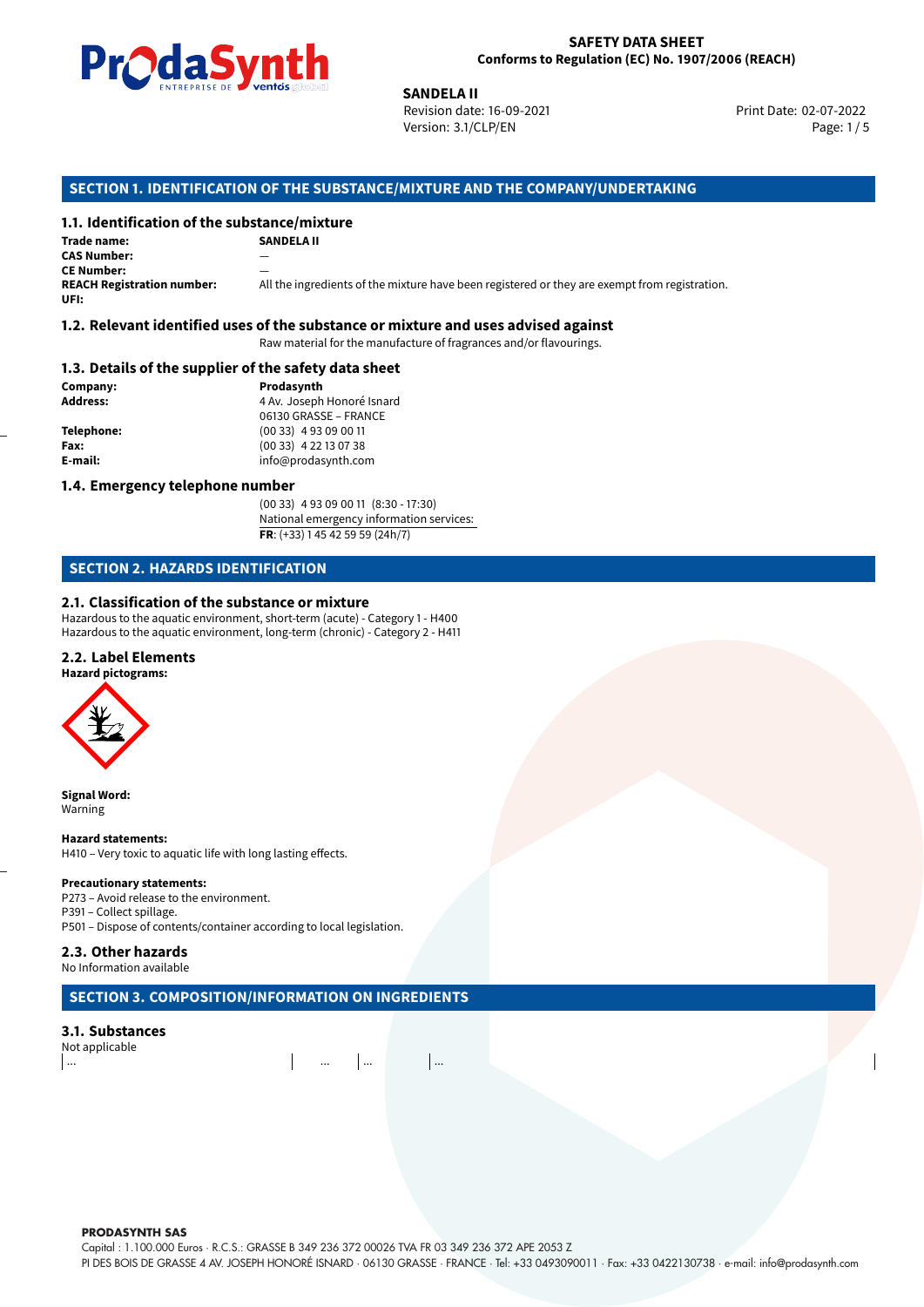**SAFETY DATA SHEET**
**Conforms to Regulation (EC) No. 1907/2006 (REACH)**

**SANDELA II**
Revision date: 16-09-2021
Version: 3.1/CLP/EN
Print Date: 02-07-2022

## SECTION 1. IDENTIFICATION OF THE SUBSTANCE/MIXTURE AND THE COMPANY/UNDERTAKING

### 1.1. Identification of the substance/mixture

**Trade name:** **SANDELA II**
**CAS Number:** —
**CE Number:** —
**REACH Registration number:** All the ingredients of the mixture have been registered or they are exempt from registration.
**UFI:**

### 1.2. Relevant identified uses of the substance or mixture and uses advised against

Raw material for the manufacture of fragrances and/or flavourings.

### 1.3. Details of the supplier of the safety data sheet

**Company:** **Prodasynth**
**Address:** 4 Av. Joseph Honoré Isnard
06130 GRASSE – FRANCE
**Telephone:** (00 33) 4 93 09 00 11
**Fax:** (00 33) 4 22 13 07 38
**E-mail:** info@prodasynth.com

### 1.4. Emergency telephone number

(00 33) 4 93 09 00 11 (8:30 - 17:30)
National emergency information services:
**FR**: (+33) 1 45 42 59 59 (24h/7)

## SECTION 2. HAZARDS IDENTIFICATION

### 2.1. Classification of the substance or mixture

Hazardous to the aquatic environment, short-term (acute) - Category 1 - H400
Hazardous to the aquatic environment, long-term (chronic) - Category 2 - H411

### 2.2. Label Elements

**Hazard pictograms:**

**Signal Word:**
Warning

**Hazard statements:**
H410 – Very toxic to aquatic life with long lasting effects.

**Precautionary statements:**
P273 – Avoid release to the environment.
P391 – Collect spillage.
P501 – Dispose of contents/container according to local legislation.

### 2.3. Other hazards

No Information available

## SECTION 3. COMPOSITION/INFORMATION ON INGREDIENTS

### 3.1. Substances

Not applicable

| ... | ... | ... | ... |
|---|---|---|---|

**PRODASYNTH SAS**
Capital : 1.100.000 Euros · R.C.S.: GRASSE B 349 236 372 00026 TVA FR 03 349 236 372 APE 2053 Z
PI DES BOIS DE GRASSE 4 AV. JOSEPH HONORÉ ISNARD · 06130 GRASSE · FRANCE · Tel: +33 0493090011 · Fax: +33 0422130738 · e-mail: info@prodasynth.com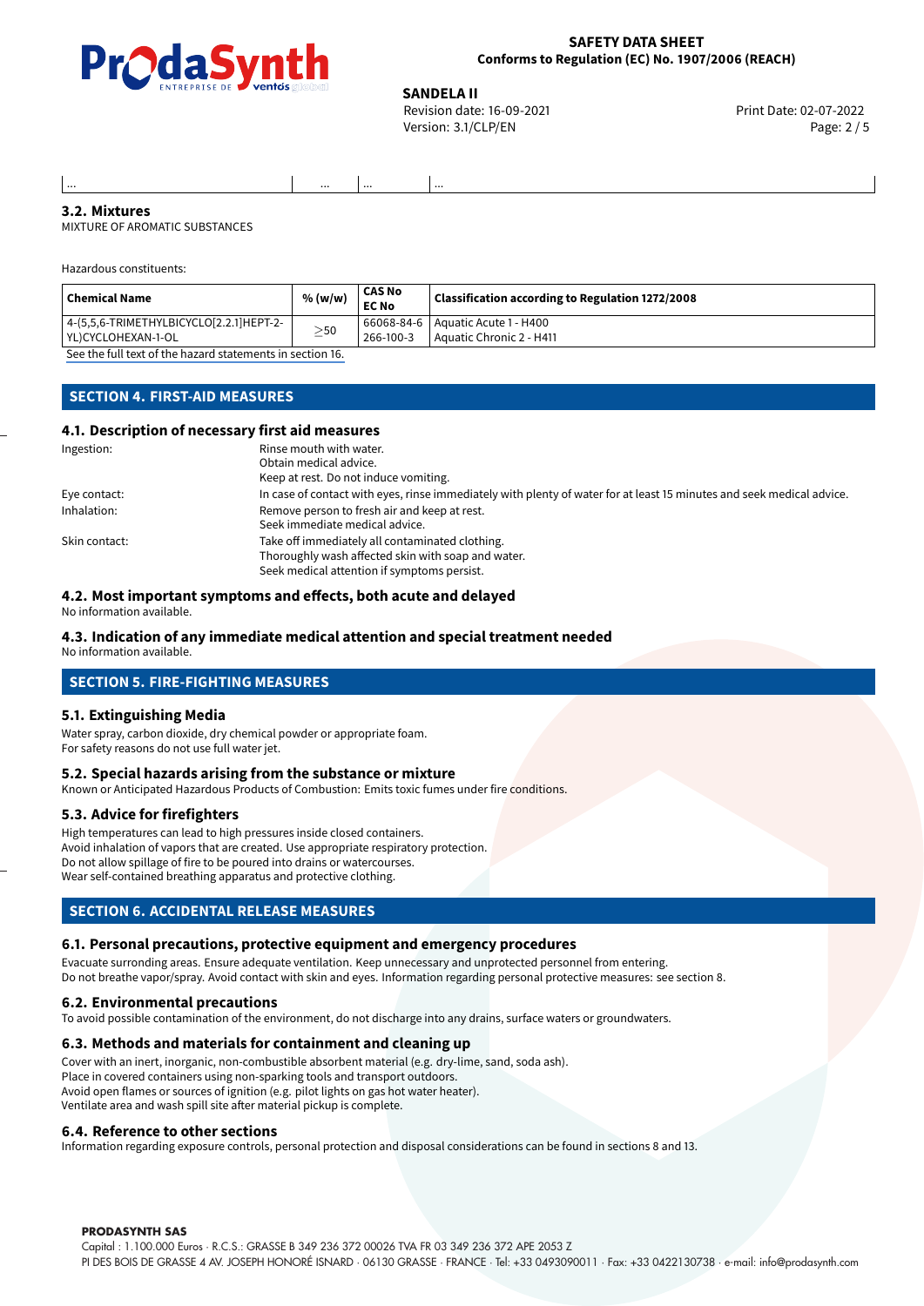| ... | ... | ... | ... |
|---|---|---|---|

### 3.2. Mixtures

MIXTURE OF AROMATIC SUBSTANCES

Hazardous constituents:

| Chemical Name | % (w/w) | CAS No EC No | Classification according to Regulation 1272/2008 |
|---|---|---|---|
| 4-(5,5,6-TRIMETHYLBICYCLO[2.2.1]HEPT-2-YL)CYCLOHEXAN-1-OL | ≥50 | 66068-84-6 266-100-3 | Aquatic Acute 1 - H400 Aquatic Chronic 2 - H411 |

See the full text of the hazard statements in section 16.

## SECTION 4. FIRST-AID MEASURES

### 4.1. Description of necessary first aid measures

Ingestion:
Rinse mouth with water.
Obtain medical advice.
Keep at rest. Do not induce vomiting.

Eye contact:
In case of contact with eyes, rinse immediately with plenty of water for at least 15 minutes and seek medical advice.

Inhalation:
Remove person to fresh air and keep at rest.
Seek immediate medical advice.

Skin contact:
Take off immediately all contaminated clothing.
Thoroughly wash affected skin with soap and water.
Seek medical attention if symptoms persist.

### 4.2. Most important symptoms and effects, both acute and delayed

No information available.

### 4.3. Indication of any immediate medical attention and special treatment needed

No information available.

## SECTION 5. FIRE-FIGHTING MEASURES

### 5.1. Extinguishing Media

Water spray, carbon dioxide, dry chemical powder or appropriate foam.
For safety reasons do not use full water jet.

### 5.2. Special hazards arising from the substance or mixture

Known or Anticipated Hazardous Products of Combustion: Emits toxic fumes under fire conditions.

### 5.3. Advice for firefighters

High temperatures can lead to high pressures inside closed containers.
Avoid inhalation of vapors that are created. Use appropriate respiratory protection.
Do not allow spillage of fire to be poured into drains or watercourses.
Wear self-contained breathing apparatus and protective clothing.

## SECTION 6. ACCIDENTAL RELEASE MEASURES

### 6.1. Personal precautions, protective equipment and emergency procedures

Evacuate surrounding areas. Ensure adequate ventilation. Keep unnecessary and unprotected personnel from entering.
Do not breathe vapor/spray. Avoid contact with skin and eyes. Information regarding personal protective measures: see section 8.

### 6.2. Environmental precautions

To avoid possible contamination of the environment, do not discharge into any drains, surface waters or groundwaters.

### 6.3. Methods and materials for containment and cleaning up

Cover with an inert, inorganic, non-combustible absorbent material (e.g. dry-lime, sand, soda ash).
Place in covered containers using non-sparking tools and transport outdoors.
Avoid open flames or sources of ignition (e.g. pilot lights on gas hot water heater).
Ventilate area and wash spill site after material pickup is complete.

### 6.4. Reference to other sections

Information regarding exposure controls, personal protection and disposal considerations can be found in sections 8 and 13.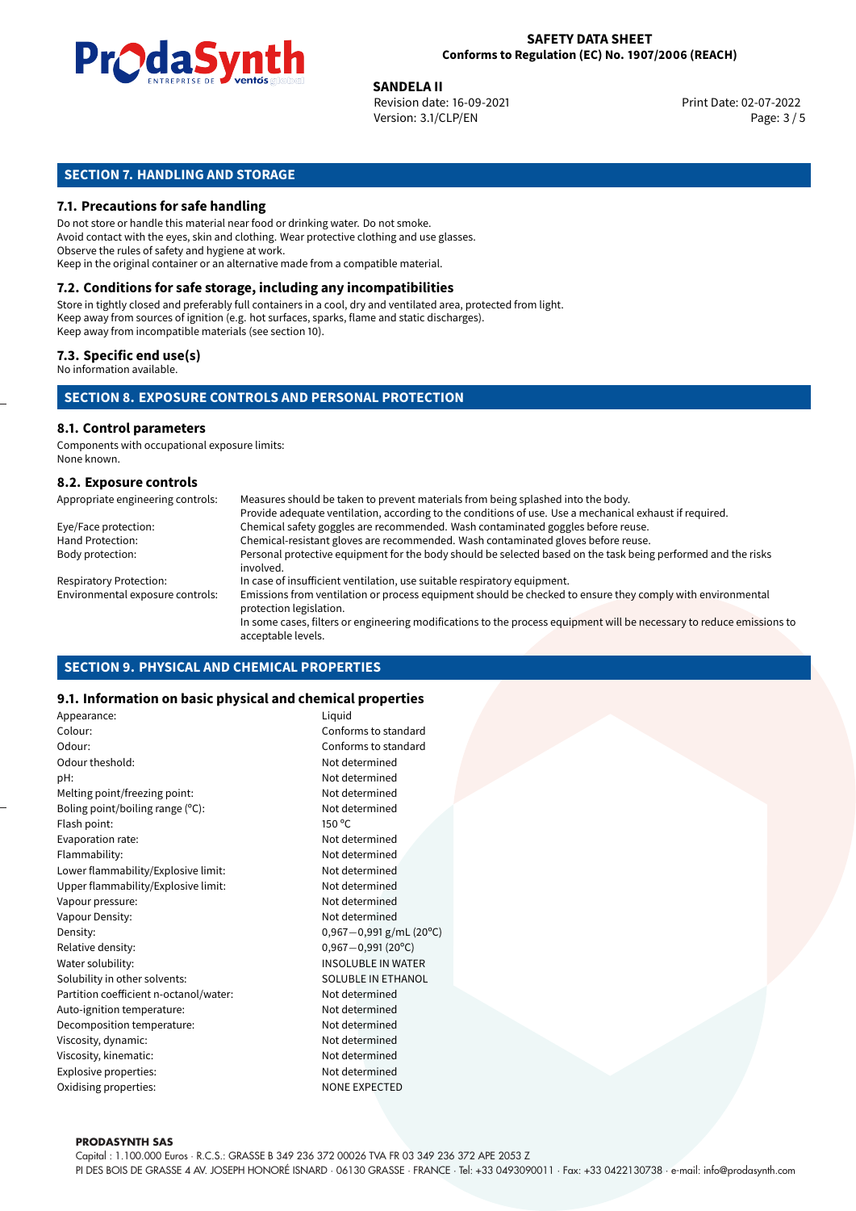## SECTION 7. HANDLING AND STORAGE

### 7.1. Precautions for safe handling

Do not store or handle this material near food or drinking water. Do not smoke.
Avoid contact with the eyes, skin and clothing. Wear protective clothing and use glasses.
Observe the rules of safety and hygiene at work.
Keep in the original container or an alternative made from a compatible material.

### 7.2. Conditions for safe storage, including any incompatibilities

Store in tightly closed and preferably full containers in a cool, dry and ventilated area, protected from light.
Keep away from sources of ignition (e.g. hot surfaces, sparks, flame and static discharges).
Keep away from incompatible materials (see section 10).

### 7.3. Specific end use(s)

No information available.

## SECTION 8. EXPOSURE CONTROLS AND PERSONAL PROTECTION

### 8.1. Control parameters

Components with occupational exposure limits:
None known.

### 8.2. Exposure controls

| | |
|---|---|
| Appropriate engineering controls: | Measures should be taken to prevent materials from being splashed into the body. Provide adequate ventilation, according to the conditions of use. Use a mechanical exhaust if required. |
| Eye/Face protection: | Chemical safety goggles are recommended. Wash contaminated goggles before reuse. |
| Hand Protection: | Chemical-resistant gloves are recommended. Wash contaminated gloves before reuse. |
| Body protection: | Personal protective equipment for the body should be selected based on the task being performed and the risks involved. |
| Respiratory Protection: | In case of insufficient ventilation, use suitable respiratory equipment. |
| Environmental exposure controls: | Emissions from ventilation or process equipment should be checked to ensure they comply with environmental protection legislation. In some cases, filters or engineering modifications to the process equipment will be necessary to reduce emissions to acceptable levels. |

## SECTION 9. PHYSICAL AND CHEMICAL PROPERTIES

### 9.1. Information on basic physical and chemical properties

| | |
|---|---|
| Appearance: | Liquid |
| Colour: | Conforms to standard |
| Odour: | Conforms to standard |
| Odour theshold: | Not determined |
| pH: | Not determined |
| Melting point/freezing point: | Not determined |
| Boling point/boiling range (°C): | Not determined |
| Flash point: | 150 °C |
| Evaporation rate: | Not determined |
| Flammability: | Not determined |
| Lower flammability/Explosive limit: | Not determined |
| Upper flammability/Explosive limit: | Not determined |
| Vapour pressure: | Not determined |
| Vapour Density: | Not determined |
| Density: | 0,967−0,991 g/mL (20°C) |
| Relative density: | 0,967−0,991 (20°C) |
| Water solubility: | INSOLUBLE IN WATER |
| Solubility in other solvents: | SOLUBLE IN ETHANOL |
| Partition coefficient n-octanol/water: | Not determined |
| Auto-ignition temperature: | Not determined |
| Decomposition temperature: | Not determined |
| Viscosity, dynamic: | Not determined |
| Viscosity, kinematic: | Not determined |
| Explosive properties: | Not determined |
| Oxidising properties: | NONE EXPECTED |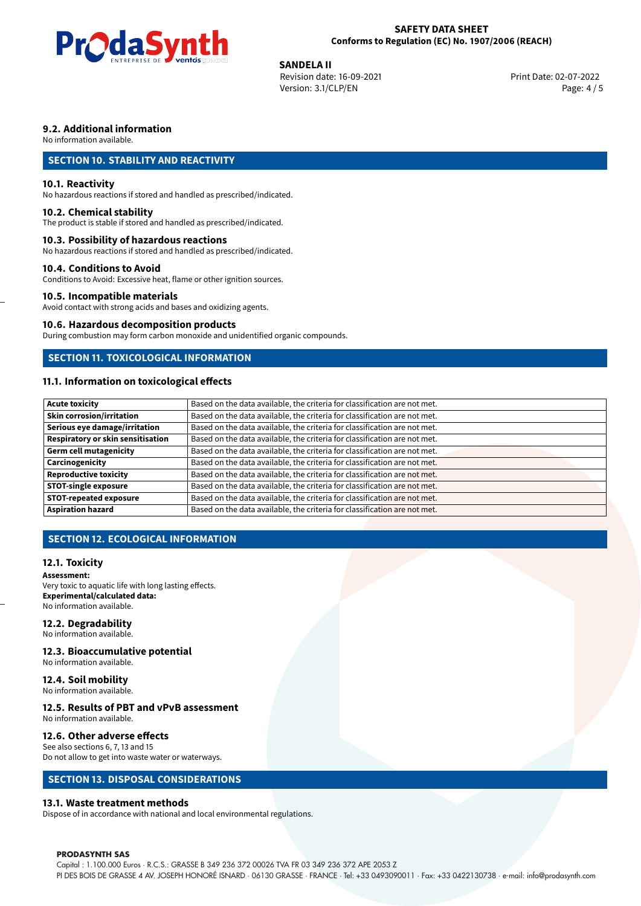### 9.2. Additional information

No information available.

## SECTION 10. STABILITY AND REACTIVITY

### 10.1. Reactivity

No hazardous reactions if stored and handled as prescribed/indicated.

### 10.2. Chemical stability

The product is stable if stored and handled as prescribed/indicated.

### 10.3. Possibility of hazardous reactions

No hazardous reactions if stored and handled as prescribed/indicated.

### 10.4. Conditions to Avoid

Conditions to Avoid: Excessive heat, flame or other ignition sources.

### 10.5. Incompatible materials

Avoid contact with strong acids and bases and oxidizing agents.

### 10.6. Hazardous decomposition products

During combustion may form carbon monoxide and unidentified organic compounds.

## SECTION 11. TOXICOLOGICAL INFORMATION

### 11.1. Information on toxicological effects

| | |
|---|---|
| **Acute toxicity** | Based on the data available, the criteria for classification are not met. |
| **Skin corrosion/irritation** | Based on the data available, the criteria for classification are not met. |
| **Serious eye damage/irritation** | Based on the data available, the criteria for classification are not met. |
| **Respiratory or skin sensitisation** | Based on the data available, the criteria for classification are not met. |
| **Germ cell mutagenicity** | Based on the data available, the criteria for classification are not met. |
| **Carcinogenicity** | Based on the data available, the criteria for classification are not met. |
| **Reproductive toxicity** | Based on the data available, the criteria for classification are not met. |
| **STOT-single exposure** | Based on the data available, the criteria for classification are not met. |
| **STOT-repeated exposure** | Based on the data available, the criteria for classification are not met. |
| **Aspiration hazard** | Based on the data available, the criteria for classification are not met. |

## SECTION 12. ECOLOGICAL INFORMATION

### 12.1. Toxicity

**Assessment:**
Very toxic to aquatic life with long lasting effects.
**Experimental/calculated data:**
No information available.

### 12.2. Degradability

No information available.

### 12.3. Bioaccumulative potential

No information available.

### 12.4. Soil mobility

No information available.

### 12.5. Results of PBT and vPvB assessment

No information available.

### 12.6. Other adverse effects

See also sections 6, 7, 13 and 15
Do not allow to get into waste water or waterways.

## SECTION 13. DISPOSAL CONSIDERATIONS

### 13.1. Waste treatment methods

Dispose of in accordance with national and local environmental regulations.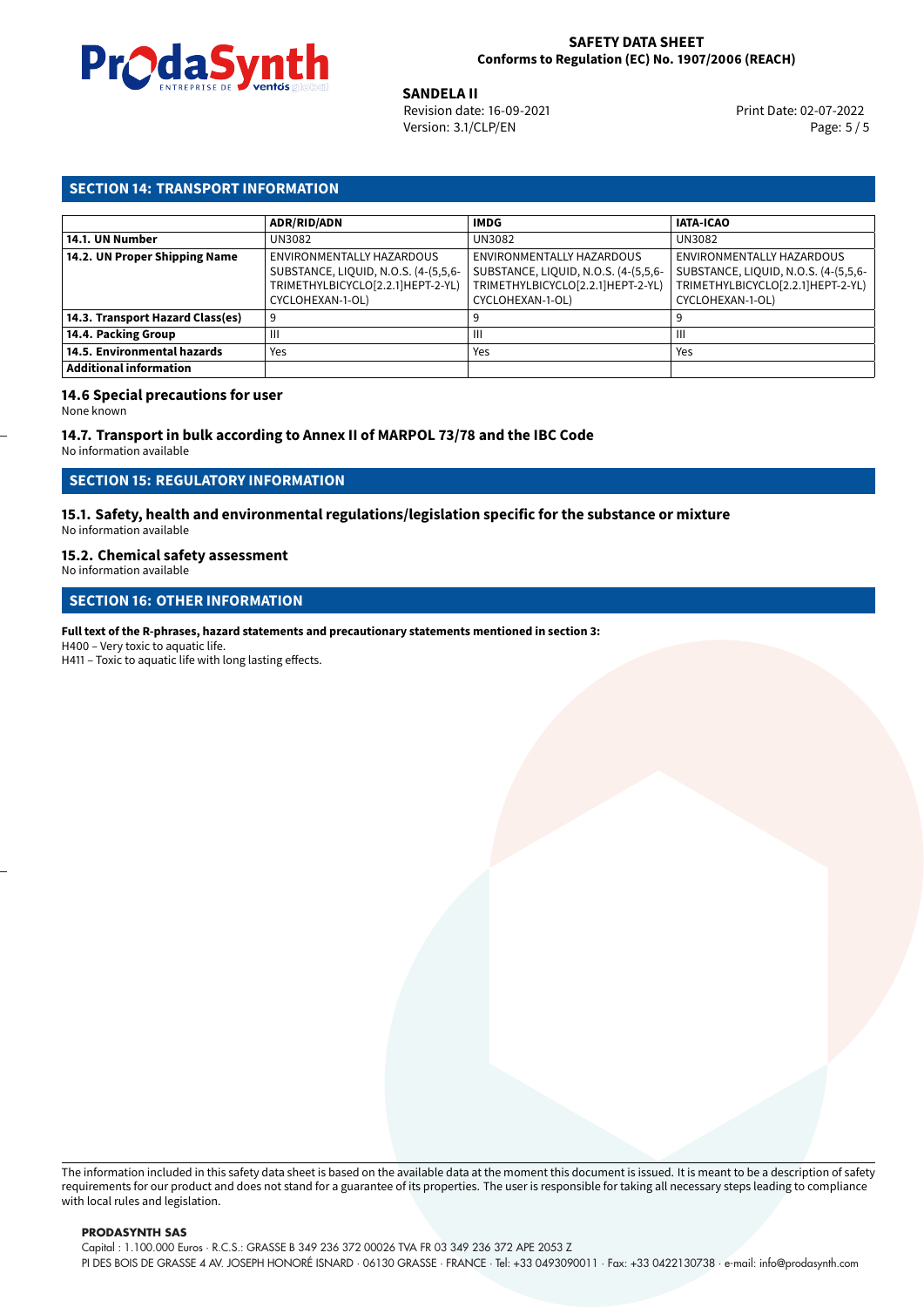## SECTION 14: TRANSPORT INFORMATION

| | ADR/RID/ADN | IMDG | IATA-ICAO |
|---|---|---|---|
| **14.1. UN Number** | UN3082 | UN3082 | UN3082 |
| **14.2. UN Proper Shipping Name** | ENVIRONMENTALLY HAZARDOUS SUBSTANCE, LIQUID, N.O.S. (4-(5,5,6-TRIMETHYLBICYCLO[2.2.1]HEPT-2-YL) CYCLOHEXAN-1-OL) | ENVIRONMENTALLY HAZARDOUS SUBSTANCE, LIQUID, N.O.S. (4-(5,5,6-TRIMETHYLBICYCLO[2.2.1]HEPT-2-YL) CYCLOHEXAN-1-OL) | ENVIRONMENTALLY HAZARDOUS SUBSTANCE, LIQUID, N.O.S. (4-(5,5,6-TRIMETHYLBICYCLO[2.2.1]HEPT-2-YL) CYCLOHEXAN-1-OL) |
| **14.3. Transport Hazard Class(es)** | 9 | 9 | 9 |
| **14.4. Packing Group** | III | III | III |
| **14.5. Environmental hazards** | Yes | Yes | Yes |
| **Additional information** | | | |

### 14.6 Special precautions for user

None known

### 14.7. Transport in bulk according to Annex II of MARPOL 73/78 and the IBC Code

No information available

## SECTION 15: REGULATORY INFORMATION

### 15.1. Safety, health and environmental regulations/legislation specific for the substance or mixture

No information available

### 15.2. Chemical safety assessment

No information available

## SECTION 16: OTHER INFORMATION

**Full text of the R-phrases, hazard statements and precautionary statements mentioned in section 3:**

H400 – Very toxic to aquatic life.
H411 – Toxic to aquatic life with long lasting effects.

The information included in this safety data sheet is based on the available data at the moment this document is issued. It is meant to be a description of safety requirements for our product and does not stand for a guarantee of its properties. The user is responsible for taking all necessary steps leading to compliance with local rules and legislation.

**PRODASYNTH SAS**
Capital : 1.100.000 Euros · R.C.S.: GRASSE B 349 236 372 00026 TVA FR 03 349 236 372 APE 2053 Z
PI DES BOIS DE GRASSE 4 AV. JOSEPH HONORÉ ISNARD · 06130 GRASSE · FRANCE · Tel: +33 0493090011 · Fax: +33 0422130738 · e-mail: info@prodasynth.com